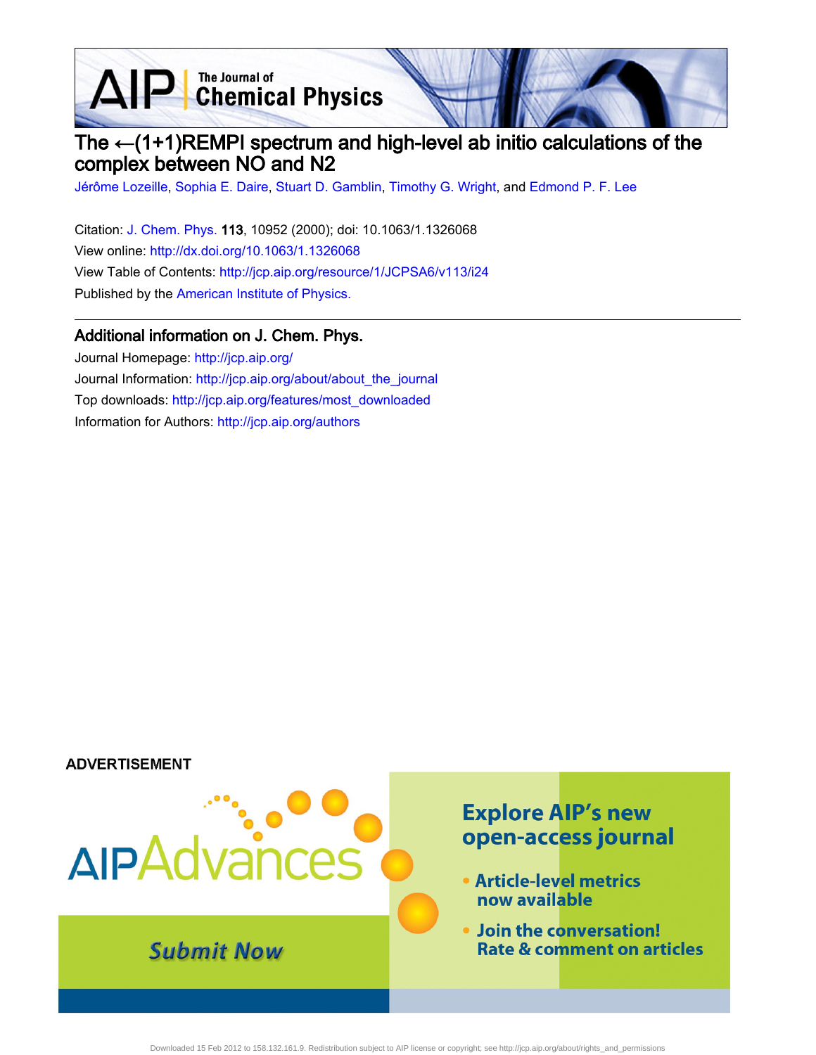# The ←(1+1)REMPI spectrum and high-level ab initio calculations of the complex between NO and N2

Jérôme Lozeille, Sophia E. Daire, Stuart D. Gamblin, Timothy G. Wright, and Edmond P. F. Lee

Citation: J. Chem. Phys. **113**, 10952 (2000); doi: 10.1063/1.1326068

View online: http://dx.doi.org/10.1063/1.1326068

View Table of Contents: http://jcp.aip.org/resource/1/JCPSA6/v113/i24

Published by the American Institute of Physics.

## Additional information on J. Chem. Phys.

Journal Homepage: http://jcp.aip.org/

Journal Information: http://jcp.aip.org/about/about_the_journal

Top downloads: http://jcp.aip.org/features/most_downloaded

Information for Authors: http://jcp.aip.org/authors

ADVERTISEMENT

AIPAdvances

Submit Now

Explore AIP's new open-access journal

- Article-level metrics now available
- Join the conversation! Rate & comment on articles

Downloaded 15 Feb 2012 to 158.132.161.9. Redistribution subject to AIP license or copyright; see http://jcp.aip.org/about/rights_and_permissions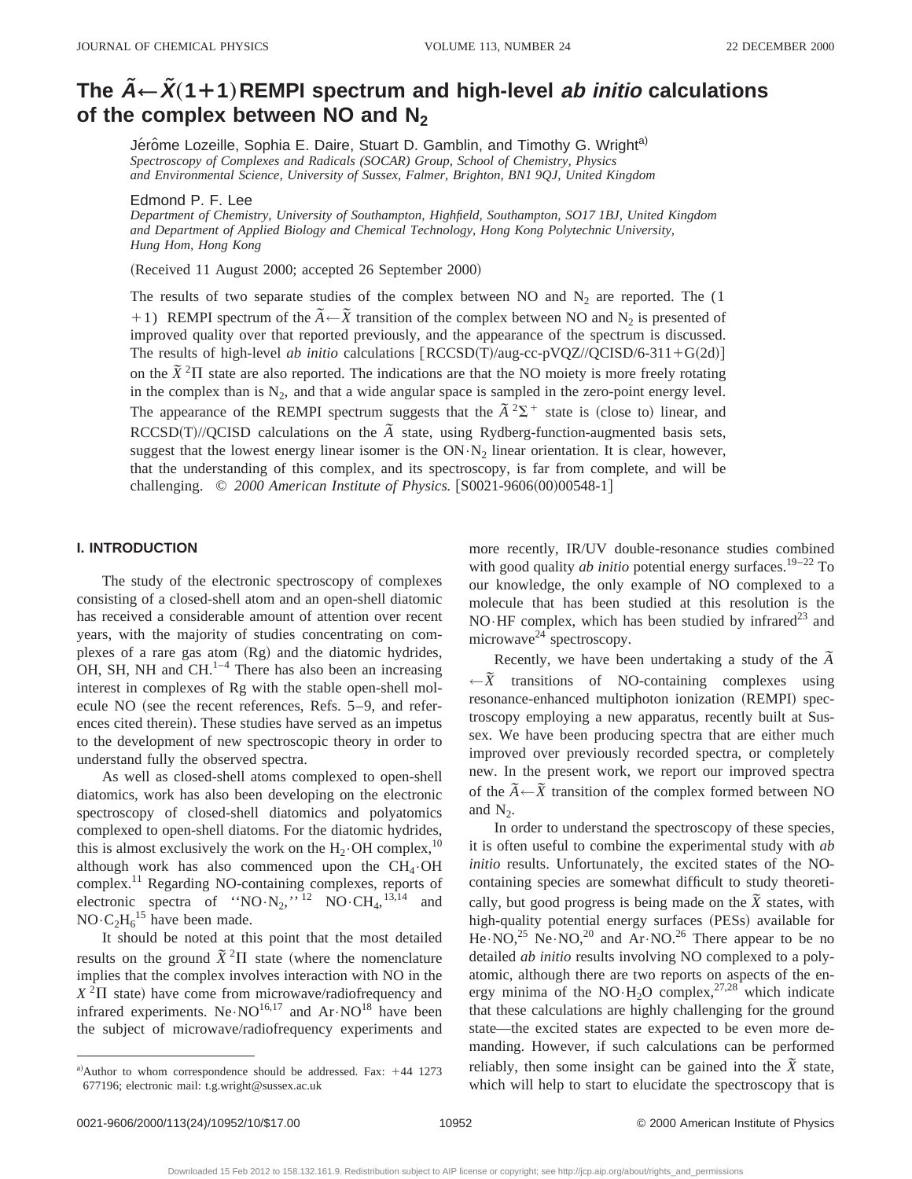# The $\tilde{A} \leftarrow \tilde{X}$(1+1) REMPI spectrum and high-level *ab initio* calculations of the complex between NO and $N_2$

Jérôme Lozeille, Sophia E. Daire, Stuart D. Gamblin, and Timothy G. Wright[a)]
*Spectroscopy of Complexes and Radicals (SOCAR) Group, School of Chemistry, Physics and Environmental Science, University of Sussex, Falmer, Brighton, BN1 9QJ, United Kingdom*

Edmond P. F. Lee
*Department of Chemistry, University of Southampton, Highfield, Southampton, SO17 1BJ, United Kingdom and Department of Applied Biology and Chemical Technology, Hong Kong Polytechnic University, Hung Hom, Hong Kong*

(Received 11 August 2000; accepted 26 September 2000)

The results of two separate studies of the complex between NO and $N_2$ are reported. The (1+1) REMPI spectrum of the $\tilde{A} \leftarrow \tilde{X}$ transition of the complex between NO and $N_2$ is presented of improved quality over that reported previously, and the appearance of the spectrum is discussed. The results of high-level *ab initio* calculations [RCCSD(T)/aug-cc-pVQZ//QCISD/6-311+G(2d)] on the $\tilde{X}\,^2\Pi$ state are also reported. The indications are that the NO moiety is more freely rotating in the complex than is $N_2$, and that a wide angular space is sampled in the zero-point energy level. The appearance of the REMPI spectrum suggests that the $\tilde{A}\,^2\Sigma^+$ state is (close to) linear, and RCCSD(T)//QCISD calculations on the $\tilde{A}$ state, using Rydberg-function-augmented basis sets, suggest that the lowest energy linear isomer is the ON·$N_2$ linear orientation. It is clear, however, that the understanding of this complex, and its spectroscopy, is far from complete, and will be challenging. © *2000 American Institute of Physics.* [S0021-9606(00)00548-1]

## I. INTRODUCTION

The study of the electronic spectroscopy of complexes consisting of a closed-shell atom and an open-shell diatomic has received a considerable amount of attention over recent years, with the majority of studies concentrating on complexes of a rare gas atom (Rg) and the diatomic hydrides, OH, SH, NH and CH.[1–4] There has also been an increasing interest in complexes of Rg with the stable open-shell molecule NO (see the recent references, Refs. 5–9, and references cited therein). These studies have served as an impetus to the development of new spectroscopic theory in order to understand fully the observed spectra.

As well as closed-shell atoms complexed to open-shell diatomics, work has also been developing on the electronic spectroscopy of closed-shell diatomics and polyatomics complexed to open-shell diatoms. For the diatomic hydrides, this is almost exclusively the work on the $H_2$·OH complex,[10] although work has also commenced upon the $CH_4$·OH complex.[11] Regarding NO-containing complexes, reports of electronic spectra of "NO·$N_2$,"[12] NO·$CH_4$,[13,14] and NO·$C_2H_6$[15] have been made.

It should be noted at this point that the most detailed results on the ground $\tilde{X}\,^2\Pi$ state (where the nomenclature implies that the complex involves interaction with NO in the $X\,^2\Pi$ state) have come from microwave/radiofrequency and infrared experiments. Ne·NO[16,17] and Ar·NO[18] have been the subject of microwave/radiofrequency experiments and more recently, IR/UV double-resonance studies combined with good quality *ab initio* potential energy surfaces.[19–22] To our knowledge, the only example of NO complexed to a molecule that has been studied at this resolution is the NO·HF complex, which has been studied by infrared[23] and microwave[24] spectroscopy.

Recently, we have been undertaking a study of the $\tilde{A} \leftarrow \tilde{X}$ transitions of NO-containing complexes using resonance-enhanced multiphoton ionization (REMPI) spectroscopy employing a new apparatus, recently built at Sussex. We have been producing spectra that are either much improved over previously recorded spectra, or completely new. In the present work, we report our improved spectra of the $\tilde{A} \leftarrow \tilde{X}$ transition of the complex formed between NO and $N_2$.

In order to understand the spectroscopy of these species, it is often useful to combine the experimental study with *ab initio* results. Unfortunately, the excited states of the NO-containing species are somewhat difficult to study theoretically, but good progress is being made on the $\tilde{X}$ states, with high-quality potential energy surfaces (PESs) available for He·NO,[25] Ne·NO,[20] and Ar·NO.[26] There appear to be no detailed *ab initio* results involving NO complexed to a polyatomic, although there are two reports on aspects of the energy minima of the NO·$H_2$O complex,[27,28] which indicate that these calculations are highly challenging for the ground state—the excited states are expected to be even more demanding. However, if such calculations can be performed reliably, then some insight can be gained into the $\tilde{X}$ state, which will help to start to elucidate the spectroscopy that is

---

[a)]Author to whom correspondence should be addressed. Fax: +44 1273 677196; electronic mail: t.g.wright@sussex.ac.uk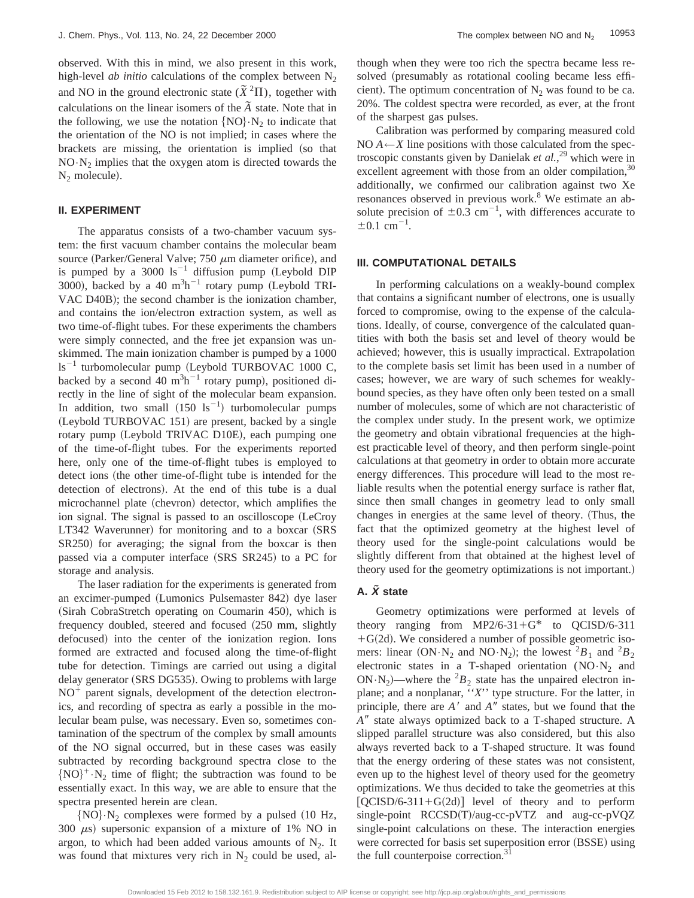observed. With this in mind, we also present in this work, high-level *ab initio* calculations of the complex between $N_2$ and NO in the ground electronic state ($\tilde{X}\,^2\Pi$), together with calculations on the linear isomers of the $\tilde{A}$ state. Note that in the following, we use the notation $\{NO\}\cdot N_2$ to indicate that the orientation of the NO is not implied; in cases where the brackets are missing, the orientation is implied (so that $NO\cdot N_2$ implies that the oxygen atom is directed towards the $N_2$ molecule).

## II. EXPERIMENT

The apparatus consists of a two-chamber vacuum system: the first vacuum chamber contains the molecular beam source (Parker/General Valve; 750 $\mu$m diameter orifice), and is pumped by a 3000 $ls^{-1}$ diffusion pump (Leybold DIP 3000), backed by a 40 $m^3h^{-1}$ rotary pump (Leybold TRIVAC D40B); the second chamber is the ionization chamber, and contains the ion/electron extraction system, as well as two time-of-flight tubes. For these experiments the chambers were simply connected, and the free jet expansion was unskimmed. The main ionization chamber is pumped by a 1000 $ls^{-1}$ turbomolecular pump (Leybold TURBOVAC 1000 C, backed by a second 40 $m^3h^{-1}$ rotary pump), positioned directly in the line of sight of the molecular beam expansion. In addition, two small (150 $ls^{-1}$) turbomolecular pumps (Leybold TURBOVAC 151) are present, backed by a single rotary pump (Leybold TRIVAC D10E), each pumping one of the time-of-flight tubes. For the experiments reported here, only one of the time-of-flight tubes is employed to detect ions (the other time-of-flight tube is intended for the detection of electrons). At the end of this tube is a dual microchannel plate (chevron) detector, which amplifies the ion signal. The signal is passed to an oscilloscope (LeCroy LT342 Waverunner) for monitoring and to a boxcar (SRS SR250) for averaging; the signal from the boxcar is then passed via a computer interface (SRS SR245) to a PC for storage and analysis.

The laser radiation for the experiments is generated from an excimer-pumped (Lumonics Pulsemaster 842) dye laser (Sirah CobraStretch operating on Coumarin 450), which is frequency doubled, steered and focused (250 mm, slightly defocused) into the center of the ionization region. Ions formed are extracted and focused along the time-of-flight tube for detection. Timings are carried out using a digital delay generator (SRS DG535). Owing to problems with large $NO^+$ parent signals, development of the detection electronics, and recording of spectra as early a possible in the molecular beam pulse, was necessary. Even so, sometimes contamination of the spectrum of the complex by small amounts of the NO signal occurred, but in these cases was easily subtracted by recording background spectra close to the $\{NO\}^+\cdot N_2$ time of flight; the subtraction was found to be essentially exact. In this way, we are able to ensure that the spectra presented herein are clean.

$\{NO\}\cdot N_2$ complexes were formed by a pulsed (10 Hz, 300 $\mu$s) supersonic expansion of a mixture of 1% NO in argon, to which had been added various amounts of $N_2$. It was found that mixtures very rich in $N_2$ could be used, although when they were too rich the spectra became less resolved (presumably as rotational cooling became less efficient). The optimum concentration of $N_2$ was found to be ca. 20%. The coldest spectra were recorded, as ever, at the front of the sharpest gas pulses.

Calibration was performed by comparing measured cold NO $A \leftarrow X$ line positions with those calculated from the spectroscopic constants given by Danielak *et al.*,[29] which were in excellent agreement with those from an older compilation,[30] additionally, we confirmed our calibration against two Xe resonances observed in previous work.[8] We estimate an absolute precision of $\pm 0.3$ cm$^{-1}$, with differences accurate to $\pm 0.1$ cm$^{-1}$.

## III. COMPUTATIONAL DETAILS

In performing calculations on a weakly-bound complex that contains a significant number of electrons, one is usually forced to compromise, owing to the expense of the calculations. Ideally, of course, convergence of the calculated quantities with both the basis set and level of theory would be achieved; however, this is usually impractical. Extrapolation to the complete basis set limit has been used in a number of cases; however, we are wary of such schemes for weakly-bound species, as they have often only been tested on a small number of molecules, some of which are not characteristic of the complex under study. In the present work, we optimize the geometry and obtain vibrational frequencies at the highest practicable level of theory, and then perform single-point calculations at that geometry in order to obtain more accurate energy differences. This procedure will lead to the most reliable results when the potential energy surface is rather flat, since then small changes in geometry lead to only small changes in energies at the same level of theory. (Thus, the fact that the optimized geometry at the highest level of theory used for the single-point calculations would be slightly different from that obtained at the highest level of theory used for the geometry optimizations is not important.)

### A. $\tilde{X}$ state

Geometry optimizations were performed at levels of theory ranging from MP2/6-31+G* to QCISD/6-311+G(2d). We considered a number of possible geometric isomers: linear ($ON\cdot N_2$ and $NO\cdot N_2$); the lowest $^2B_1$ and $^2B_2$ electronic states in a T-shaped orientation ($NO\cdot N_2$ and $ON\cdot N_2$)—where the $^2B_2$ state has the unpaired electron in-plane; and a nonplanar, ''$X$'' type structure. For the latter, in principle, there are $A'$ and $A''$ states, but we found that the $A''$ state always optimized back to a T-shaped structure. A slipped parallel structure was also considered, but this also always reverted back to a T-shaped structure. It was found that the energy ordering of these states was not consistent, even up to the highest level of theory used for the geometry optimizations. We thus decided to take the geometries at this [QCISD/6-311+G(2d)] level of theory and to perform single-point RCCSD(T)/aug-cc-pVTZ and aug-cc-pVQZ single-point calculations on these. The interaction energies were corrected for basis set superposition error (BSSE) using the full counterpoise correction.[31]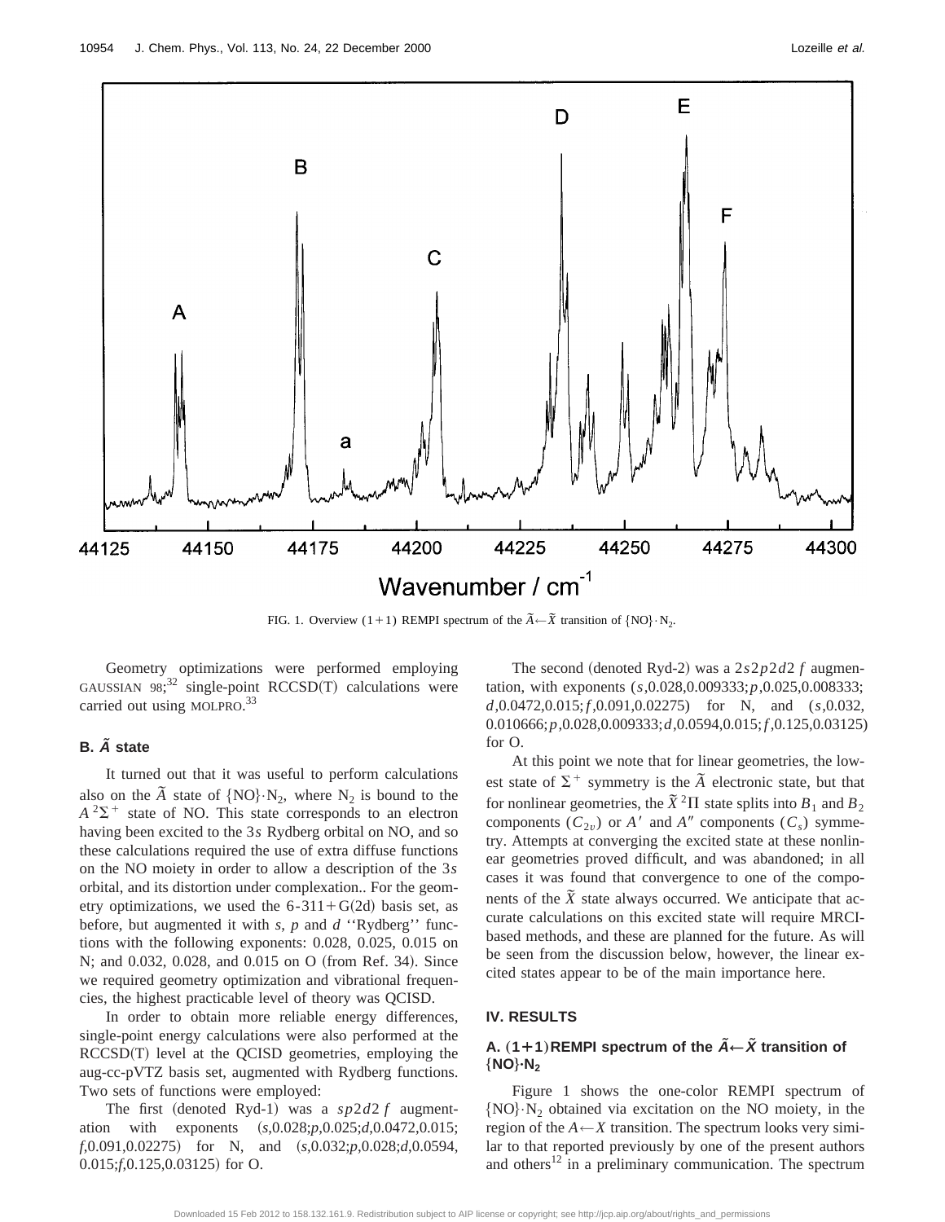A

B

C

D

E

F

a

44125 44150 44175 44200 44225 44250 44275 44300

Wavenumber / cm$^{-1}$

FIG. 1. Overview (1+1) REMPI spectrum of the $\tilde{A} \leftarrow \tilde{X}$ transition of $\{NO\} \cdot N_2$.

Geometry optimizations were performed employing GAUSSIAN 98;[32] single-point RCCSD(T) calculations were carried out using MOLPRO.[33]

### B. $\tilde{A}$ state

It turned out that it was useful to perform calculations also on the $\tilde{A}$ state of $\{NO\} \cdot N_2$, where $N_2$ is bound to the $A\,^2\Sigma^+$ state of NO. This state corresponds to an electron having been excited to the 3*s* Rydberg orbital on NO, and so these calculations required the use of extra diffuse functions on the NO moiety in order to allow a description of the 3*s* orbital, and its distortion under complexation.. For the geometry optimizations, we used the 6-311+G(2d) basis set, as before, but augmented it with *s*, *p* and *d* ''Rydberg'' functions with the following exponents: 0.028, 0.025, 0.015 on N; and 0.032, 0.028, and 0.015 on O (from Ref. 34). Since we required geometry optimization and vibrational frequencies, the highest practicable level of theory was QCISD.

In order to obtain more reliable energy differences, single-point energy calculations were also performed at the RCCSD(T) level at the QCISD geometries, employing the aug-cc-pVTZ basis set, augmented with Rydberg functions. Two sets of functions were employed:

The first (denoted Ryd-1) was a *sp*2*d*2*f* augmentation with exponents (*s*,0.028;*p*,0.025;*d*,0.0472,0.015; *f*,0.091,0.02275) for N, and (*s*,0.032;*p*,0.028;*d*,0.0594, 0.015;*f*,0.125,0.03125) for O.

The second (denoted Ryd-2) was a 2*s*2*p*2*d*2*f* augmentation, with exponents (*s*,0.028,0.009333;*p*,0.025,0.008333; *d*,0.0472,0.015;*f*,0.091,0.02275) for N, and (*s*,0.032, 0.010666;*p*,0.028,0.009333;*d*,0.0594,0.015;*f*,0.125,0.03125) for O.

At this point we note that for linear geometries, the lowest state of $\Sigma^+$ symmetry is the $\tilde{A}$ electronic state, but that for nonlinear geometries, the $\tilde{X}\,^2\Pi$ state splits into $B_1$ and $B_2$ components ($C_{2v}$) or $A'$ and $A''$ components ($C_s$) symmetry. Attempts at converging the excited state at these nonlinear geometries proved difficult, and was abandoned; in all cases it was found that convergence to one of the components of the $\tilde{X}$ state always occurred. We anticipate that accurate calculations on this excited state will require MRCI-based methods, and these are planned for the future. As will be seen from the discussion below, however, the linear excited states appear to be of the main importance here.

## IV. RESULTS

### A. (1+1)REMPI spectrum of the $\tilde{A} \leftarrow \tilde{X}$ transition of $\{NO\} \cdot N_2$

Figure 1 shows the one-color REMPI spectrum of $\{NO\} \cdot N_2$ obtained via excitation on the NO moiety, in the region of the $A \leftarrow X$ transition. The spectrum looks very similar to that reported previously by one of the present authors and others[12] in a preliminary communication. The spectrum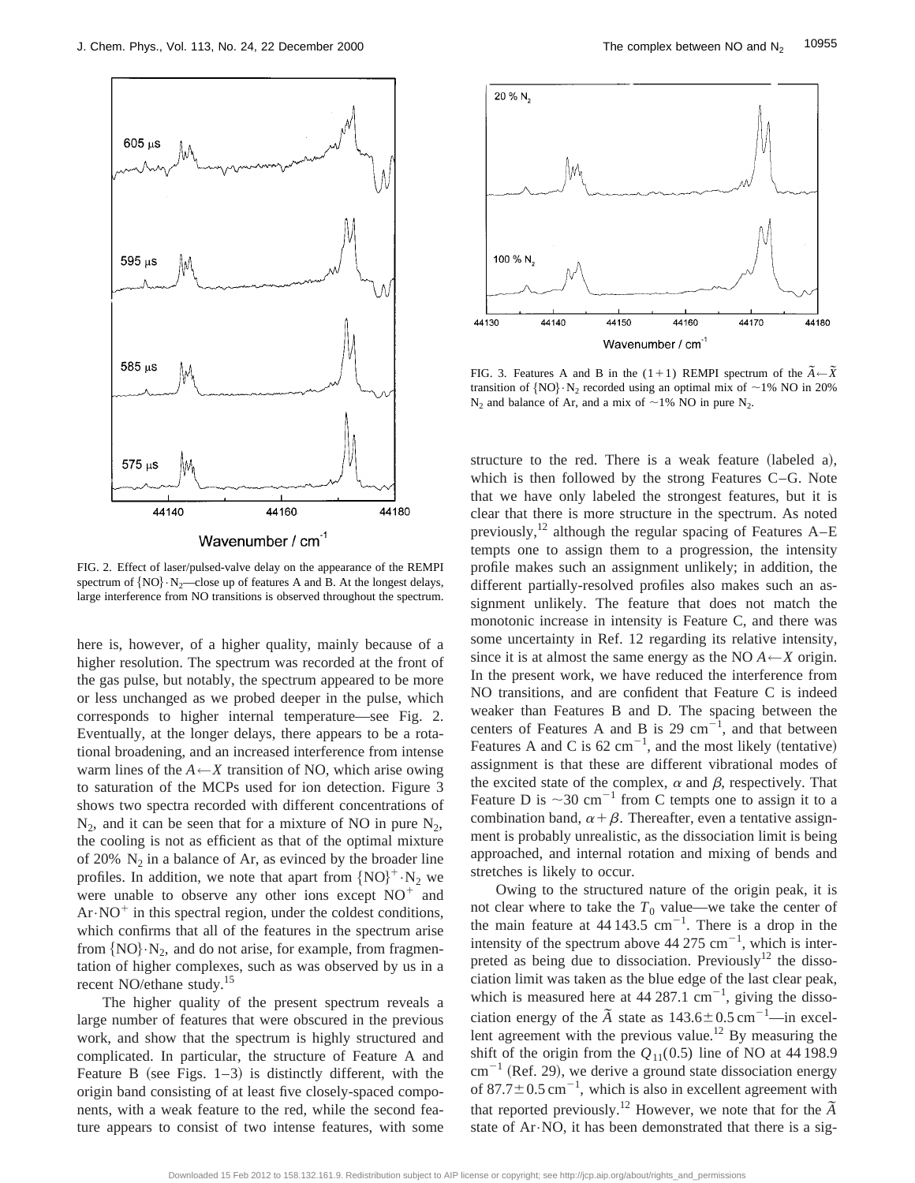605 μs

595 μs

585 μs

575 μs

44140

44160

44180

Wavenumber / cm$^{-1}$

FIG. 2. Effect of laser/pulsed-valve delay on the appearance of the REMPI spectrum of $\{NO\}\cdot N_2$—close up of features A and B. At the longest delays, large interference from NO transitions is observed throughout the spectrum.

20 % $N_2$

100 % $N_2$

44130 44140 44150 44160 44170 44180

Wavenumber / cm$^{-1}$

FIG. 3. Features A and B in the (1+1) REMPI spectrum of the $\tilde{A}\leftarrow\tilde{X}$ transition of $\{NO\}\cdot N_2$ recorded using an optimal mix of ~1% NO in 20% $N_2$ and balance of Ar, and a mix of ~1% NO in pure $N_2$.

here is, however, of a higher quality, mainly because of a higher resolution. The spectrum was recorded at the front of the gas pulse, but notably, the spectrum appeared to be more or less unchanged as we probed deeper in the pulse, which corresponds to higher internal temperature—see Fig. 2. Eventually, at the longer delays, there appears to be a rotational broadening, and an increased interference from intense warm lines of the $A\leftarrow X$ transition of NO, which arise owing to saturation of the MCPs used for ion detection. Figure 3 shows two spectra recorded with different concentrations of $N_2$, and it can be seen that for a mixture of NO in pure $N_2$, the cooling is not as efficient as that of the optimal mixture of 20% $N_2$ in a balance of Ar, as evinced by the broader line profiles. In addition, we note that apart from $\{NO\}^+\cdot N_2$ we were unable to observe any other ions except $NO^+$ and $Ar\cdot NO^+$ in this spectral region, under the coldest conditions, which confirms that all of the features in the spectrum arise from $\{NO\}\cdot N_2$, and do not arise, for example, from fragmentation of higher complexes, such as was observed by us in a recent NO/ethane study.[15]

The higher quality of the present spectrum reveals a large number of features that were obscured in the previous work, and show that the spectrum is highly structured and complicated. In particular, the structure of Feature A and Feature B (see Figs. 1–3) is distinctly different, with the origin band consisting of at least five closely-spaced components, with a weak feature to the red, while the second feature appears to consist of two intense features, with some structure to the red. There is a weak feature (labeled a), which is then followed by the strong Features C–G. Note that we have only labeled the strongest features, but it is clear that there is more structure in the spectrum. As noted previously,[12] although the regular spacing of Features A–E tempts one to assign them to a progression, the intensity profile makes such an assignment unlikely; in addition, the different partially-resolved profiles also makes such an assignment unlikely. The feature that does not match the monotonic increase in intensity is Feature C, and there was some uncertainty in Ref. 12 regarding its relative intensity, since it is at almost the same energy as the NO $A\leftarrow X$ origin. In the present work, we have reduced the interference from NO transitions, and are confident that Feature C is indeed weaker than Features B and D. The spacing between the centers of Features A and B is 29 cm$^{-1}$, and that between Features A and C is 62 cm$^{-1}$, and the most likely (tentative) assignment is that these are different vibrational modes of the excited state of the complex, $\alpha$ and $\beta$, respectively. That Feature D is ~30 cm$^{-1}$ from C tempts one to assign it to a combination band, $\alpha+\beta$. Thereafter, even a tentative assignment is probably unrealistic, as the dissociation limit is being approached, and internal rotation and mixing of bends and stretches is likely to occur.

Owing to the structured nature of the origin peak, it is not clear where to take the $T_0$ value—we take the center of the main feature at 44 143.5 cm$^{-1}$. There is a drop in the intensity of the spectrum above 44 275 cm$^{-1}$, which is interpreted as being due to dissociation. Previously[12] the dissociation limit was taken as the blue edge of the last clear peak, which is measured here at 44 287.1 cm$^{-1}$, giving the dissociation energy of the $\tilde{A}$ state as $143.6\pm0.5$ cm$^{-1}$—in excellent agreement with the previous value.[12] By measuring the shift of the origin from the $Q_{11}(0.5)$ line of NO at 44 198.9 cm$^{-1}$ (Ref. 29), we derive a ground state dissociation energy of $87.7\pm0.5$ cm$^{-1}$, which is also in excellent agreement with that reported previously.[12] However, we note that for the $\tilde{A}$ state of Ar·NO, it has been demonstrated that there is a sig-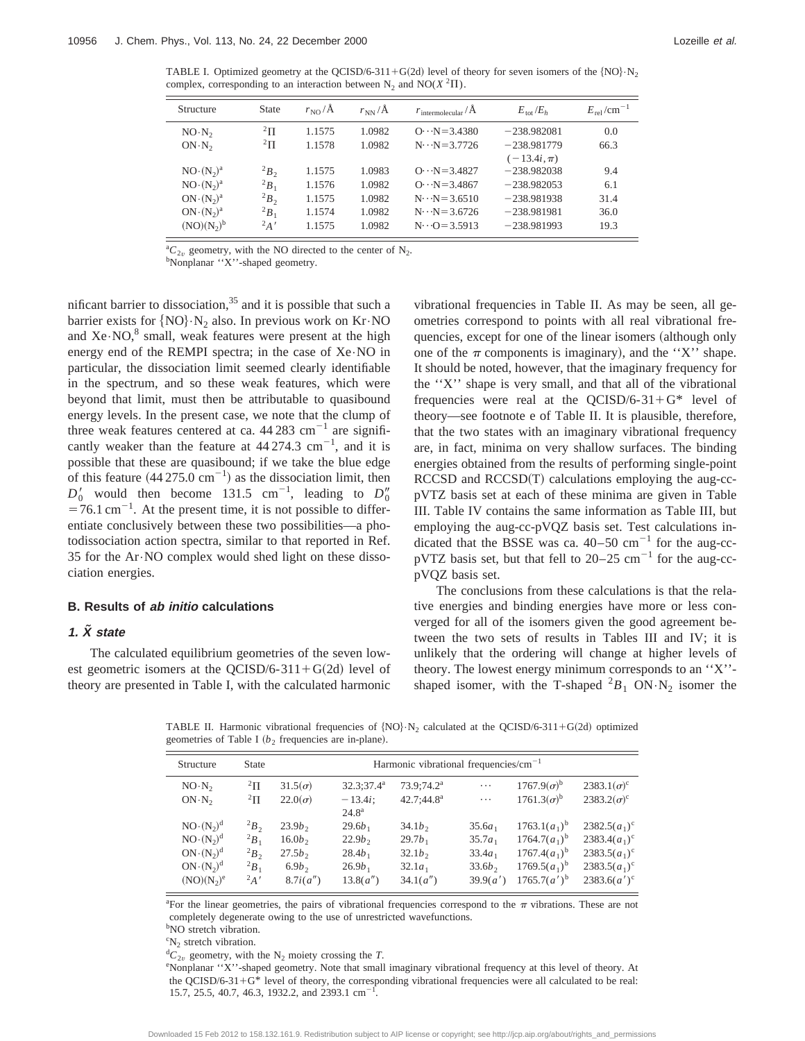TABLE I. Optimized geometry at the QCISD/6-311+G(2d) level of theory for seven isomers of the $\{NO\}\cdot N_2$ complex, corresponding to an interaction between $N_2$ and NO($X\,^2\Pi$).

| Structure | State | $r_{NO}$/Å | $r_{NN}$/Å | $r_{intermolecular}$/Å | $E_{tot}/E_h$ | $E_{rel}$/cm$^{-1}$ |
|---|---|---|---|---|---|---|
| NO·$N_2$ | $^2\Pi$ | 1.1575 | 1.0982 | O···N=3.4380 | −238.982081 | 0.0 |
| ON·$N_2$ | $^2\Pi$ | 1.1578 | 1.0982 | N···N=3.7726 | −238.981779 ($-13.4i, \pi$) | 66.3 |
| NO·$(N_2)$[a] | $^2B_2$ | 1.1575 | 1.0983 | O···N=3.4827 | −238.982038 | 9.4 |
| NO·$(N_2)$[a] | $^2B_1$ | 1.1576 | 1.0982 | O···N=3.4867 | −238.982053 | 6.1 |
| ON·$(N_2)$[a] | $^2B_2$ | 1.1575 | 1.0982 | N···N=3.6510 | −238.981938 | 31.4 |
| ON·$(N_2)$[a] | $^2B_1$ | 1.1574 | 1.0982 | N···N=3.6726 | −238.981981 | 36.0 |
| (NO)$(N_2)$[b] | $^2A'$ | 1.1575 | 1.0982 | N···O=3.5913 | −238.981993 | 19.3 |

[a]$C_{2v}$ geometry, with the NO directed to the center of $N_2$.
[b]Nonplanar ''X''-shaped geometry.

nificant barrier to dissociation,[35] and it is possible that such a barrier exists for $\{NO\}\cdot N_2$ also. In previous work on Kr·NO and Xe·NO,[8] small, weak features were present at the high energy end of the REMPI spectra; in the case of Xe·NO in particular, the dissociation limit seemed clearly identifiable in the spectrum, and so these weak features, which were beyond that limit, must then be attributable to quasibound energy levels. In the present case, we note that the clump of three weak features centered at ca. 44 283 cm$^{-1}$ are significantly weaker than the feature at 44 274.3 cm$^{-1}$, and it is possible that these are quasibound; if we take the blue edge of this feature (44 275.0 cm$^{-1}$) as the dissociation limit, then $D_0'$ would then become 131.5 cm$^{-1}$, leading to $D_0''$ = 76.1 cm$^{-1}$. At the present time, it is not possible to differentiate conclusively between these two possibilities—a photodissociation action spectra, similar to that reported in Ref. 35 for the Ar·NO complex would shed light on these dissociation energies.

### B. Results of *ab initio* calculations

#### 1. $\tilde{X}$ state

The calculated equilibrium geometries of the seven lowest geometric isomers at the QCISD/6-311+G(2d) level of theory are presented in Table I, with the calculated harmonic vibrational frequencies in Table II. As may be seen, all geometries correspond to points with all real vibrational frequencies, except for one of the linear isomers (although only one of the $\pi$ components is imaginary), and the ''X'' shape. It should be noted, however, that the imaginary frequency for the ''X'' shape is very small, and that all of the vibrational frequencies were real at the QCISD/6-31+G* level of theory—see footnote e of Table II. It is plausible, therefore, that the two states with an imaginary vibrational frequency are, in fact, minima on very shallow surfaces. The binding energies obtained from the results of performing single-point RCCSD and RCCSD(T) calculations employing the aug-cc-pVTZ basis set at each of these minima are given in Table III. Table IV contains the same information as Table III, but employing the aug-cc-pVQZ basis set. Test calculations indicated that the BSSE was ca. 40–50 cm$^{-1}$ for the aug-cc-pVTZ basis set, but that fell to 20–25 cm$^{-1}$ for the aug-cc-pVQZ basis set.

The conclusions from these calculations is that the relative energies and binding energies have more or less converged for all of the isomers given the good agreement between the two sets of results in Tables III and IV; it is unlikely that the ordering will change at higher levels of theory. The lowest energy minimum corresponds to an ''X''-shaped isomer, with the T-shaped $^2B_1$ ON·$N_2$ isomer the

TABLE II. Harmonic vibrational frequencies of $\{NO\}\cdot N_2$ calculated at the QCISD/6-311+G(2d) optimized geometries of Table I ($b_2$ frequencies are in-plane).

| Structure | State | Harmonic vibrational frequencies/cm$^{-1}$ | | | | | |
|---|---|---|---|---|---|---|---|
| NO·$N_2$ | $^2\Pi$ | 31.5($\sigma$) | 32.3;37.4[a] | 73.9;74.2[a] | ··· | 1767.9($\sigma$)[b] | 2383.1($\sigma$)[c] |
| ON·$N_2$ | $^2\Pi$ | 22.0($\sigma$) | $-13.4i$; 24.8[a] | 42.7;44.8[a] | ··· | 1761.3($\sigma$)[b] | 2383.2($\sigma$)[c] |
| NO·$(N_2)$[d] | $^2B_2$ | 23.9$b_2$ | 29.6$b_1$ | 34.1$b_2$ | 35.6$a_1$ | 1763.1($a_1$)[b] | 2382.5($a_1$)[c] |
| NO·$(N_2)$[d] | $^2B_1$ | 16.0$b_2$ | 22.9$b_2$ | 29.7$b_1$ | 35.7$a_1$ | 1764.7($a_1$)[b] | 2383.4($a_1$)[c] |
| ON·$(N_2)$[d] | $^2B_2$ | 27.5$b_2$ | 28.4$b_1$ | 32.1$b_2$ | 33.4$a_1$ | 1767.4($a_1$)[b] | 2383.5($a_1$)[c] |
| ON·$(N_2)$[d] | $^2B_1$ | 6.9$b_2$ | 26.9$b_1$ | 32.1$a_1$ | 33.6$b_2$ | 1769.5($a_1$)[b] | 2383.5($a_1$)[c] |
| (NO)$(N_2)$[e] | $^2A'$ | 8.7$i$($a''$) | 13.8($a''$) | 34.1($a''$) | 39.9($a'$) | 1765.7($a'$)[b] | 2383.6($a'$)[c] |

[a]For the linear geometries, the pairs of vibrational frequencies correspond to the $\pi$ vibrations. These are not completely degenerate owing to the use of unrestricted wavefunctions.
[b]NO stretch vibration.
[c]$N_2$ stretch vibration.
[d]$C_{2v}$ geometry, with the $N_2$ moiety crossing the *T*.
[e]Nonplanar ''X''-shaped geometry. Note that small imaginary vibrational frequency at this level of theory. At the QCISD/6-31+G* level of theory, the corresponding vibrational frequencies were all calculated to be real: 15.7, 25.5, 40.7, 46.3, 1932.2, and 2393.1 cm$^{-1}$.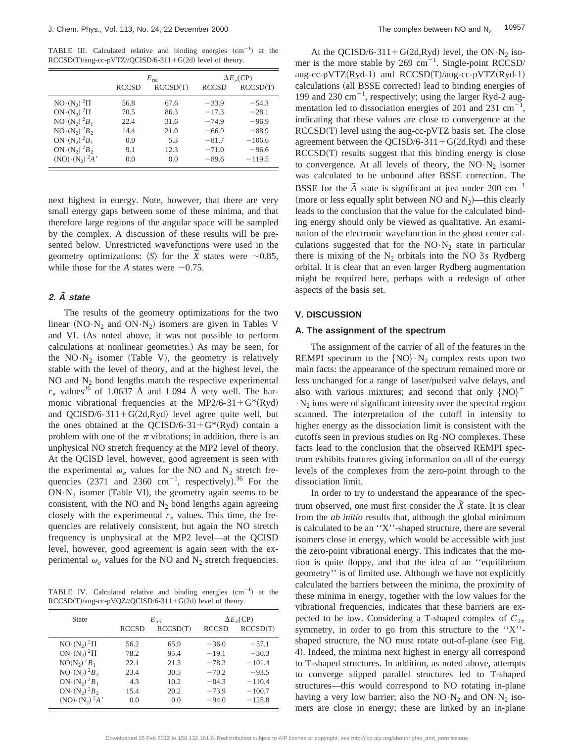TABLE III. Calculated relative and binding energies ($cm^{-1}$) at the RCCSD(T)/aug-cc-pVTZ//QCISD/6-311+G(2d) level of theory.

| | $E_{rel}$ | | $\Delta E_e$(CP) | |
|---|---|---|---|---|
| | RCCSD | RCCSD(T) | RCCSD | RCCSD(T) |
| $NO\cdot(N_2)\ ^2\Pi$ | 56.8 | 67.6 | −33.9 | −54.3 |
| $ON\cdot(N_2)\ ^2\Pi$ | 70.5 | 86.3 | −17.3 | −28.1 |
| $NO\cdot(N_2)\ ^2B_1$ | 22.4 | 31.6 | −74.9 | −96.9 |
| $NO\cdot(N_2)\ ^2B_2$ | 14.4 | 21.0 | −66.9 | −88.9 |
| $ON\cdot(N_2)\ ^2B_1$ | 0.0 | 5.3 | −81.7 | −106.6 |
| $ON\cdot(N_2)\ ^2B_2$ | 9.1 | 12.3 | −71.0 | −96.6 |
| $(NO)\cdot(N_2)\ ^2A'$ | 0.0 | 0.0 | −89.6 | −119.5 |

next highest in energy. Note, however, that there are very small energy gaps between some of these minima, and that therefore large regions of the angular space will be sampled by the complex. A discussion of these results will be presented below. Unrestricted wavefunctions were used in the geometry optimizations: $\langle S \rangle$ for the $\tilde{X}$ states were ~0.85, while those for the *A* states were ~0.75.

### 2. $\tilde{A}$ state

The results of the geometry optimizations for the two linear ($NO\cdot N_2$ and $ON\cdot N_2$) isomers are given in Tables V and VI. (As noted above, it was not possible to perform calculations at nonlinear geometries.) As may be seen, for the $NO\cdot N_2$ isomer (Table V), the geometry is relatively stable with the level of theory, and at the highest level, the NO and $N_2$ bond lengths match the respective experimental $r_e$ values[36] of 1.0637 Å and 1.094 Å very well. The harmonic vibrational frequencies at the MP2/6-31+G*(Ryd) and QCISD/6-311+G(2d,Ryd) level agree quite well, but the ones obtained at the QCISD/6-31+G*(Ryd) contain a problem with one of the $\pi$ vibrations; in addition, there is an unphysical NO stretch frequency at the MP2 level of theory. At the QCISD level, however, good agreement is seen with the experimental $\omega_e$ values for the NO and $N_2$ stretch frequencies (2371 and 2360 $cm^{-1}$, respectively).[36] For the $ON\cdot N_2$ isomer (Table VI), the geometry again seems to be consistent, with the NO and $N_2$ bond lengths again agreeing closely with the experimental $r_e$ values. This time, the frequencies are relatively consistent, but again the NO stretch frequency is unphysical at the MP2 level—at the QCISD level, however, good agreement is again seen with the experimental $\omega_e$ values for the NO and $N_2$ stretch frequencies.

TABLE IV. Calculated relative and binding energies ($cm^{-1}$) at the RCCSD(T)/aug-cc-pVQZ//QCISD/6-311+G(2d) level of theory.

| State | $E_{rel}$ | | $\Delta E_e$(CP) | |
|---|---|---|---|---|
| | RCCSD | RCCSD(T) | RCCSD | RCCSD(T) |
| $NO\cdot(N_2)\ ^2\Pi$ | 56.2 | 65.9 | −36.0 | −57.1 |
| $ON\cdot(N_2)\ ^2\Pi$ | 78.2 | 95.4 | −19.1 | −30.3 |
| $NO(N_2)\ ^2B_1$ | 22.1 | 21.3 | −78.2 | −101.4 |
| $NO\cdot(N_2)\ ^2B_2$ | 23.4 | 30.5 | −70.2 | −93.5 |
| $ON\cdot(N_2)\ ^2B_1$ | 4.3 | 10.2 | −84.3 | −110.4 |
| $ON\cdot(N_2)\ ^2B_2$ | 15.4 | 20.2 | −73.9 | −100.7 |
| $(NO)\cdot(N_2)\ ^2A'$ | 0.0 | 0.0 | −94.0 | −125.8 |

At the QCISD/6-311+G(2d,Ryd) level, the $ON\cdot N_2$ isomer is the more stable by 269 $cm^{-1}$. Single-point RCCSD/aug-cc-pVTZ(Ryd-1) and RCCSD(T)/aug-cc-pVTZ(Ryd-1) calculations (all BSSE corrected) led to binding energies of 199 and 230 $cm^{-1}$, respectively; using the larger Ryd-2 augmentation led to dissociation energies of 201 and 231 $cm^{-1}$, indicating that these values are close to convergence at the RCCSD(T) level using the aug-cc-pVTZ basis set. The close agreement between the QCISD/6-311+G(2d,Ryd) and these RCCSD(T) results suggest that this binding energy is close to convergence. At all levels of theory, the $NO\cdot N_2$ isomer was calculated to be unbound after BSSE correction. The BSSE for the $\tilde{A}$ state is significant at just under 200 $cm^{-1}$ (more or less equally split between NO and $N_2$)—this clearly leads to the conclusion that the value for the calculated binding energy should only be viewed as qualitative. An examination of the electronic wavefunction in the ghost center calculations suggested that for the $NO\cdot N_2$ state in particular there is mixing of the $N_2$ orbitals into the NO 3*s* Rydberg orbital. It is clear that an even larger Rydberg augmentation might be required here, perhaps with a redesign of other aspects of the basis set.

## V. DISCUSSION

### A. The assignment of the spectrum

The assignment of the carrier of all of the features in the REMPI spectrum to the $\{NO\}\cdot N_2$ complex rests upon two main facts: the appearance of the spectrum remained more or less unchanged for a range of laser/pulsed valve delays, and also with various mixtures; and second that only $\{NO\}^+\cdot N_2$ ions were of significant intensity over the spectral region scanned. The interpretation of the cutoff in intensity to higher energy as the dissociation limit is consistent with the cutoffs seen in previous studies on Rg·NO complexes. These facts lead to the conclusion that the observed REMPI spectrum exhibits features giving information on all of the energy levels of the complexes from the zero-point through to the dissociation limit.

In order to try to understand the appearance of the spectrum observed, one must first consider the $\tilde{X}$ state. It is clear from the *ab initio* results that, although the global minimum is calculated to be an ''X''-shaped structure, there are several isomers close in energy, which would be accessible with just the zero-point vibrational energy. This indicates that the motion is quite floppy, and that the idea of an ''equilibrium geometry'' is of limited use. Although we have not explicitly calculated the barriers between the minima, the proximity of these minima in energy, together with the low values for the vibrational frequencies, indicates that these barriers are expected to be low. Considering a T-shaped complex of $C_{2v}$ symmetry, in order to go from this structure to the ''X''-shaped structure, the NO must rotate out-of-plane (see Fig. 4). Indeed, the minima next highest in energy all correspond to T-shaped structures. In addition, as noted above, attempts to converge slipped parallel structures led to T-shaped structures—this would correspond to NO rotating in-plane having a very low barrier; also the $NO\cdot N_2$ and $ON\cdot N_2$ isomers are close in energy; these are linked by an in-plane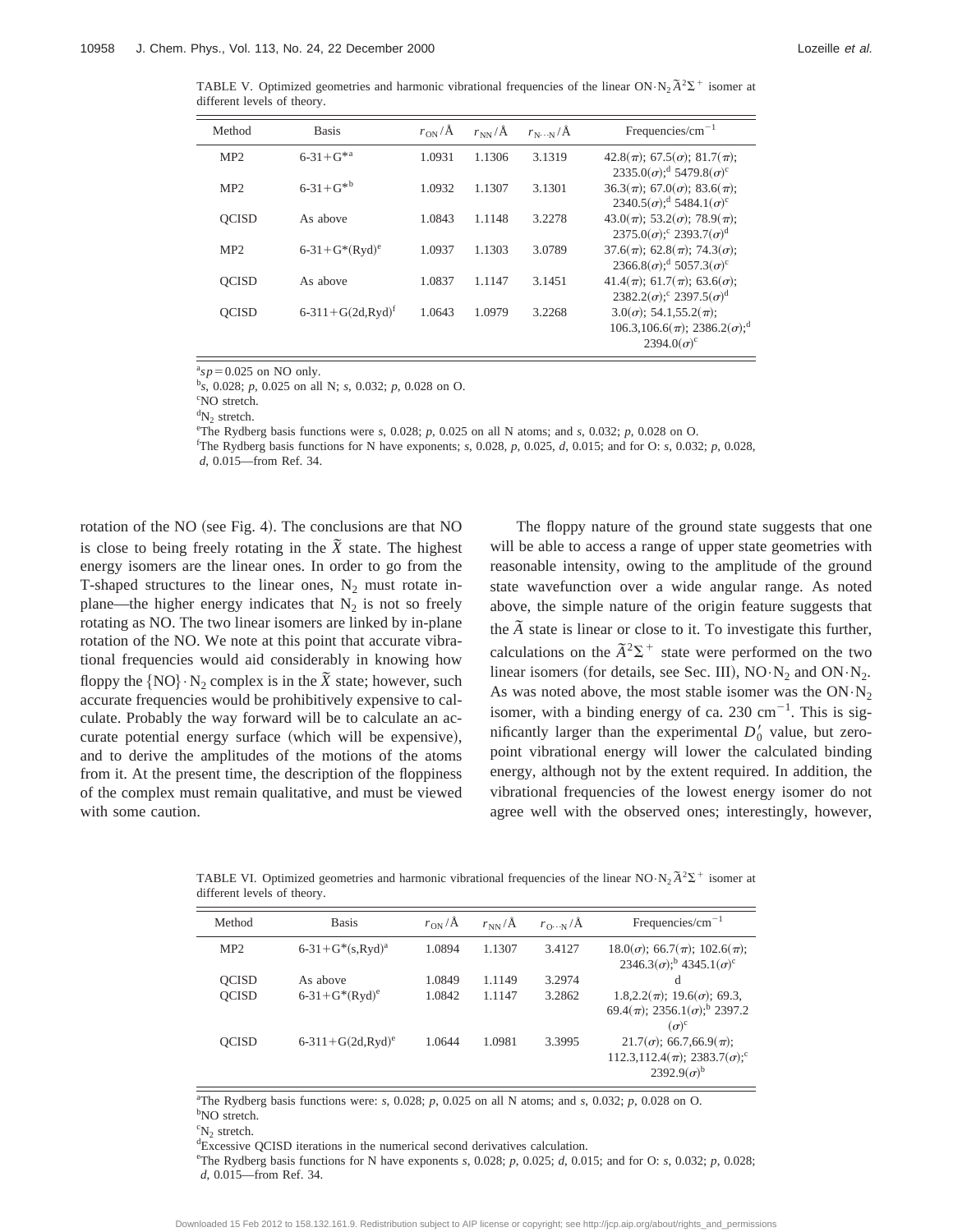TABLE V. Optimized geometries and harmonic vibrational frequencies of the linear $ON\cdot N_2\,\tilde{A}\,^2\Sigma^+$ isomer at different levels of theory.

| Method | Basis | $r_{ON}$/Å | $r_{NN}$/Å | $r_{N\cdots N}$/Å | Frequencies/cm$^{-1}$ |
|---|---|---|---|---|---|
| MP2 | 6-31+G*[a] | 1.0931 | 1.1306 | 3.1319 | 42.8($\pi$); 67.5($\sigma$); 81.7($\pi$); 2335.0($\sigma$);[d] 5479.8($\sigma$)[c] |
| MP2 | 6-31+G*[b] | 1.0932 | 1.1307 | 3.1301 | 36.3($\pi$); 67.0($\sigma$); 83.6($\pi$); 2340.5($\sigma$);[d] 5484.1($\sigma$)[c] |
| QCISD | As above | 1.0843 | 1.1148 | 3.2278 | 43.0($\pi$); 53.2($\sigma$); 78.9($\pi$); 2375.0($\sigma$);[c] 2393.7($\sigma$)[d] |
| MP2 | 6-31+G*(Ryd)[e] | 1.0937 | 1.1303 | 3.0789 | 37.6($\pi$); 62.8($\pi$); 74.3($\sigma$); 2366.8($\sigma$);[d] 5057.3($\sigma$)[c] |
| QCISD | As above | 1.0837 | 1.1147 | 3.1451 | 41.4($\pi$); 61.7($\pi$); 63.6($\sigma$); 2382.2($\sigma$);[c] 2397.5($\sigma$)[d] |
| QCISD | 6-311+G(2d,Ryd)[f] | 1.0643 | 1.0979 | 3.2268 | 3.0($\sigma$); 54.1,55.2($\pi$); 106.3,106.6($\pi$); 2386.2($\sigma$);[d] 2394.0($\sigma$)[c] |

[a]$sp$ = 0.025 on NO only.
[b]$s$, 0.028; $p$, 0.025 on all N; $s$, 0.032; $p$, 0.028 on O.
[c]NO stretch.
[d]$N_2$ stretch.
[e]The Rydberg basis functions were $s$, 0.028; $p$, 0.025 on all N atoms; and $s$, 0.032; $p$, 0.028 on O.
[f]The Rydberg basis functions for N have exponents; $s$, 0.028, $p$, 0.025, $d$, 0.015; and for O: $s$, 0.032; $p$, 0.028, $d$, 0.015—from Ref. 34.

rotation of the NO (see Fig. 4). The conclusions are that NO is close to being freely rotating in the $\tilde{X}$ state. The highest energy isomers are the linear ones. In order to go from the T-shaped structures to the linear ones, $N_2$ must rotate in-plane—the higher energy indicates that $N_2$ is not so freely rotating as NO. The two linear isomers are linked by in-plane rotation of the NO. We note at this point that accurate vibrational frequencies would aid considerably in knowing how floppy the $\{NO\}\cdot N_2$ complex is in the $\tilde{X}$ state; however, such accurate frequencies would be prohibitively expensive to calculate. Probably the way forward will be to calculate an accurate potential energy surface (which will be expensive), and to derive the amplitudes of the motions of the atoms from it. At the present time, the description of the floppiness of the complex must remain qualitative, and must be viewed with some caution.

The floppy nature of the ground state suggests that one will be able to access a range of upper state geometries with reasonable intensity, owing to the amplitude of the ground state wavefunction over a wide angular range. As noted above, the simple nature of the origin feature suggests that the $\tilde{A}$ state is linear or close to it. To investigate this further, calculations on the $\tilde{A}\,^2\Sigma^+$ state were performed on the two linear isomers (for details, see Sec. III), $NO\cdot N_2$ and $ON\cdot N_2$. As was noted above, the most stable isomer was the $ON\cdot N_2$ isomer, with a binding energy of ca. 230 cm$^{-1}$. This is significantly larger than the experimental $D_0'$ value, but zero-point vibrational energy will lower the calculated binding energy, although not by the extent required. In addition, the vibrational frequencies of the lowest energy isomer do not agree well with the observed ones; interestingly, however,

TABLE VI. Optimized geometries and harmonic vibrational frequencies of the linear $NO\cdot N_2\,\tilde{A}\,^2\Sigma^+$ isomer at different levels of theory.

| Method | Basis | $r_{ON}$/Å | $r_{NN}$/Å | $r_{O\cdots N}$/Å | Frequencies/cm$^{-1}$ |
|---|---|---|---|---|---|
| MP2 | 6-31+G*(s,Ryd)[a] | 1.0894 | 1.1307 | 3.4127 | 18.0($\sigma$); 66.7($\pi$); 102.6($\pi$); 2346.3($\sigma$);[b] 4345.1($\sigma$)[c] |
| QCISD | As above | 1.0849 | 1.1149 | 3.2974 | d |
| QCISD | 6-31+G*(Ryd)[e] | 1.0842 | 1.1147 | 3.2862 | 1.8,2.2($\pi$); 19.6($\sigma$); 69.3, 69.4($\pi$); 2356.1($\sigma$);[b] 2397.2 ($\sigma$)[c] |
| QCISD | 6-311+G(2d,Ryd)[e] | 1.0644 | 1.0981 | 3.3995 | 21.7($\sigma$); 66.7,66.9($\pi$); 112.3,112.4($\pi$); 2383.7($\sigma$);[c] 2392.9($\sigma$)[b] |

[a]The Rydberg basis functions were: $s$, 0.028; $p$, 0.025 on all N atoms; and $s$, 0.032; $p$, 0.028 on O.
[b]NO stretch.
[c]$N_2$ stretch.
[d]Excessive QCISD iterations in the numerical second derivatives calculation.
[e]The Rydberg basis functions for N have exponents $s$, 0.028; $p$, 0.025; $d$, 0.015; and for O: $s$, 0.032; $p$, 0.028; $d$, 0.015—from Ref. 34.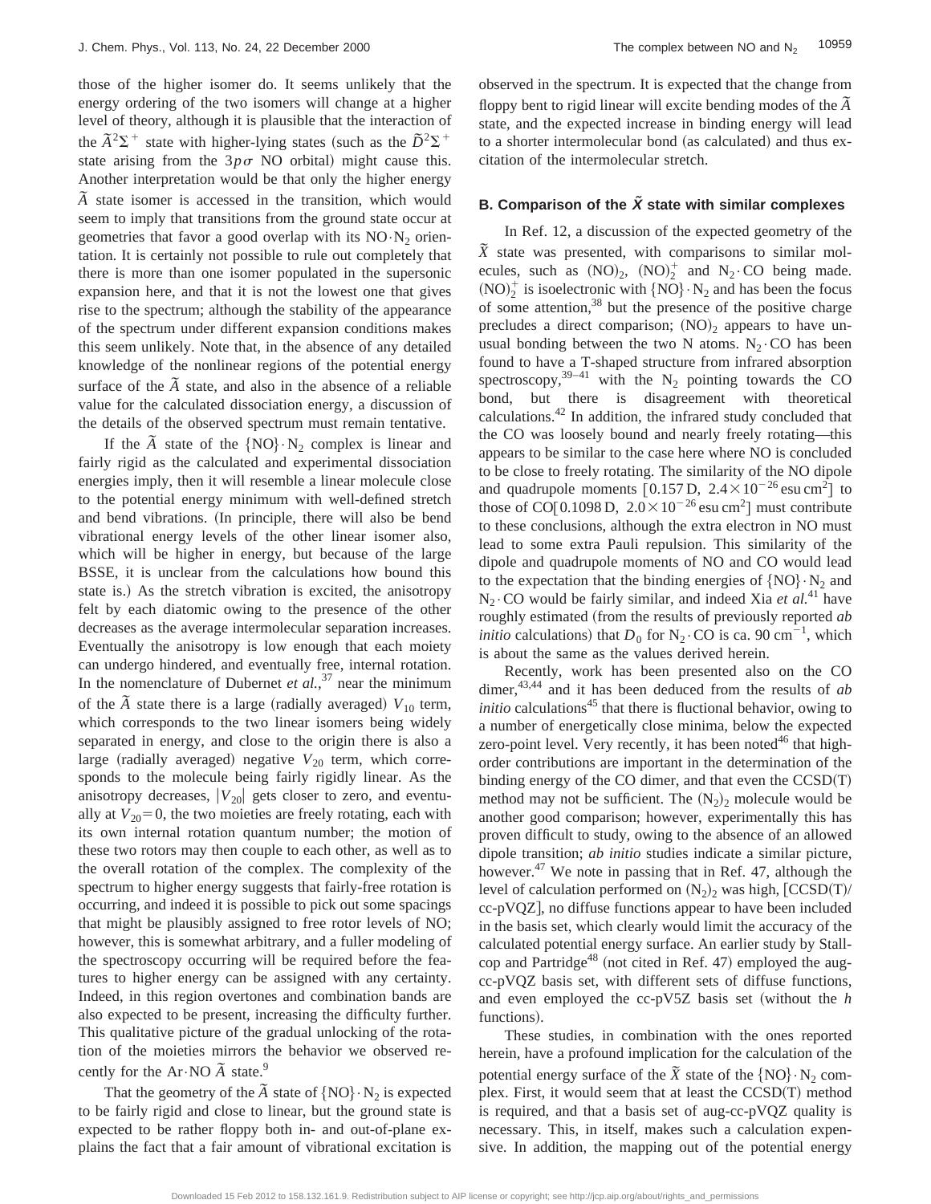those of the higher isomer do. It seems unlikely that the energy ordering of the two isomers will change at a higher level of theory, although it is plausible that the interaction of the $\tilde{A}^2\Sigma^+$ state with higher-lying states (such as the $\tilde{D}^2\Sigma^+$ state arising from the $3p\sigma$ NO orbital) might cause this. Another interpretation would be that only the higher energy $\tilde{A}$ state isomer is accessed in the transition, which would seem to imply that transitions from the ground state occur at geometries that favor a good overlap with its $NO \cdot N_2$ orientation. It is certainly not possible to rule out completely that there is more than one isomer populated in the supersonic expansion here, and that it is not the lowest one that gives rise to the spectrum; although the stability of the appearance of the spectrum under different expansion conditions makes this seem unlikely. Note that, in the absence of any detailed knowledge of the nonlinear regions of the potential energy surface of the $\tilde{A}$ state, and also in the absence of a reliable value for the calculated dissociation energy, a discussion of the details of the observed spectrum must remain tentative.

If the $\tilde{A}$ state of the $\{NO\} \cdot N_2$ complex is linear and fairly rigid as the calculated and experimental dissociation energies imply, then it will resemble a linear molecule close to the potential energy minimum with well-defined stretch and bend vibrations. (In principle, there will also be bend vibrational energy levels of the other linear isomer also, which will be higher in energy, but because of the large BSSE, it is unclear from the calculations how bound this state is.) As the stretch vibration is excited, the anisotropy felt by each diatomic owing to the presence of the other decreases as the average intermolecular separation increases. Eventually the anisotropy is low enough that each moiety can undergo hindered, and eventually free, internal rotation. In the nomenclature of Dubernet *et al.*,[37] near the minimum of the $\tilde{A}$ state there is a large (radially averaged) $V_{10}$ term, which corresponds to the two linear isomers being widely separated in energy, and close to the origin there is also a large (radially averaged) negative $V_{20}$ term, which corresponds to the molecule being fairly rigidly linear. As the anisotropy decreases, $|V_{20}|$ gets closer to zero, and eventually at $V_{20}=0$, the two moieties are freely rotating, each with its own internal rotation quantum number; the motion of these two rotors may then couple to each other, as well as to the overall rotation of the complex. The complexity of the spectrum to higher energy suggests that fairly-free rotation is occurring, and indeed it is possible to pick out some spacings that might be plausibly assigned to free rotor levels of NO; however, this is somewhat arbitrary, and a fuller modeling of the spectroscopy occurring will be required before the features to higher energy can be assigned with any certainty. Indeed, in this region overtones and combination bands are also expected to be present, increasing the difficulty further. This qualitative picture of the gradual unlocking of the rotation of the moieties mirrors the behavior we observed recently for the $Ar \cdot NO$ $\tilde{A}$ state.[9]

That the geometry of the $\tilde{A}$ state of $\{NO\} \cdot N_2$ is expected to be fairly rigid and close to linear, but the ground state is expected to be rather floppy both in- and out-of-plane explains the fact that a fair amount of vibrational excitation is observed in the spectrum. It is expected that the change from floppy bent to rigid linear will excite bending modes of the $\tilde{A}$ state, and the expected increase in binding energy will lead to a shorter intermolecular bond (as calculated) and thus excitation of the intermolecular stretch.

### B. Comparison of the $\tilde{X}$ state with similar complexes

In Ref. 12, a discussion of the expected geometry of the $\tilde{X}$ state was presented, with comparisons to similar molecules, such as $(NO)_2$, $(NO)_2^+$ and $N_2 \cdot CO$ being made. $(NO)_2^+$ is isoelectronic with $\{NO\} \cdot N_2$ and has been the focus of some attention,[38] but the presence of the positive charge precludes a direct comparison; $(NO)_2$ appears to have unusual bonding between the two N atoms. $N_2 \cdot CO$ has been found to have a T-shaped structure from infrared absorption spectroscopy,[39–41] with the $N_2$ pointing towards the CO bond, but there is disagreement with theoretical calculations.[42] In addition, the infrared study concluded that the CO was loosely bound and nearly freely rotating—this appears to be similar to the case here where NO is concluded to be close to freely rotating. The similarity of the NO dipole and quadrupole moments [0.157 D, $2.4 \times 10^{-26}$ esu cm$^2$] to those of CO[0.1098 D, $2.0 \times 10^{-26}$ esu cm$^2$] must contribute to these conclusions, although the extra electron in NO must lead to some extra Pauli repulsion. This similarity of the dipole and quadrupole moments of NO and CO would lead to the expectation that the binding energies of $\{NO\} \cdot N_2$ and $N_2 \cdot CO$ would be fairly similar, and indeed Xia *et al.*[41] have roughly estimated (from the results of previously reported *ab initio* calculations) that $D_0$ for $N_2 \cdot CO$ is ca. 90 cm$^{-1}$, which is about the same as the values derived herein.

Recently, work has been presented also on the CO dimer,[43,44] and it has been deduced from the results of *ab initio* calculations[45] that there is fluctional behavior, owing to a number of energetically close minima, below the expected zero-point level. Very recently, it has been noted[46] that high-order contributions are important in the determination of the binding energy of the CO dimer, and that even the CCSD(T) method may not be sufficient. The $(N_2)_2$ molecule would be another good comparison; however, experimentally this has proven difficult to study, owing to the absence of an allowed dipole transition; *ab initio* studies indicate a similar picture, however.[47] We note in passing that in Ref. 47, although the level of calculation performed on $(N_2)_2$ was high, [CCSD(T)/cc-pVQZ], no diffuse functions appear to have been included in the basis set, which clearly would limit the accuracy of the calculated potential energy surface. An earlier study by Stallcop and Partridge[48] (not cited in Ref. 47) employed the aug-cc-pVQZ basis set, with different sets of diffuse functions, and even employed the cc-pV5Z basis set (without the *h* functions).

These studies, in combination with the ones reported herein, have a profound implication for the calculation of the potential energy surface of the $\tilde{X}$ state of the $\{NO\} \cdot N_2$ complex. First, it would seem that at least the CCSD(T) method is required, and that a basis set of aug-cc-pVQZ quality is necessary. This, in itself, makes such a calculation expensive. In addition, the mapping out of the potential energy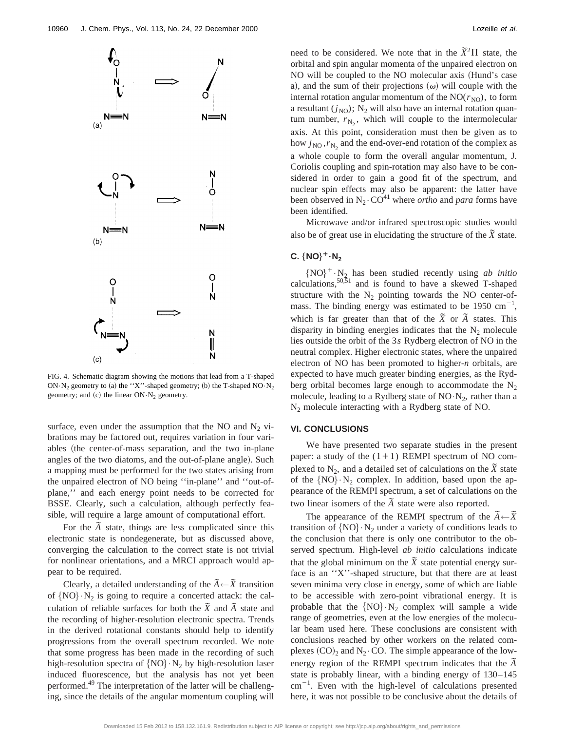FIG. 4. Schematic diagram showing the motions that lead from a T-shaped ON·$N_2$ geometry to (a) the ''X''-shaped geometry; (b) the T-shaped NO·$N_2$ geometry; and (c) the linear ON·$N_2$ geometry.

surface, even under the assumption that the NO and $N_2$ vibrations may be factored out, requires variation in four variables (the center-of-mass separation, and the two in-plane angles of the two diatoms, and the out-of-plane angle). Such a mapping must be performed for the two states arising from the unpaired electron of NO being ''in-plane'' and ''out-of-plane,'' and each energy point needs to be corrected for BSSE. Clearly, such a calculation, although perfectly feasible, will require a large amount of computational effort.

For the $\tilde{A}$ state, things are less complicated since this electronic state is nondegenerate, but as discussed above, converging the calculation to the correct state is not trivial for nonlinear orientations, and a MRCI approach would appear to be required.

Clearly, a detailed understanding of the $\tilde{A} \leftarrow \tilde{X}$ transition of $\{NO\} \cdot N_2$ is going to require a concerted attack: the calculation of reliable surfaces for both the $\tilde{X}$ and $\tilde{A}$ state and the recording of higher-resolution electronic spectra. Trends in the derived rotational constants should help to identify progressions from the overall spectrum recorded. We note that some progress has been made in the recording of such high-resolution spectra of $\{NO\} \cdot N_2$ by high-resolution laser induced fluorescence, but the analysis has not yet been performed.[49] The interpretation of the latter will be challenging, since the details of the angular momentum coupling will need to be considered. We note that in the $\tilde{X}\,^2\Pi$ state, the orbital and spin angular momenta of the unpaired electron on NO will be coupled to the NO molecular axis (Hund's case a), and the sum of their projections ($\omega$) will couple with the internal rotation angular momentum of the NO($r_{NO}$), to form a resultant ($j_{NO}$); $N_2$ will also have an internal rotation quantum number, $r_{N_2}$, which will couple to the intermolecular axis. At this point, consideration must then be given as to how $j_{NO}, r_{N_2}$ and the end-over-end rotation of the complex as a whole couple to form the overall angular momentum, J. Coriolis coupling and spin-rotation may also have to be considered in order to gain a good fit of the spectrum, and nuclear spin effects may also be apparent: the latter have been observed in $N_2 \cdot CO$[41] where *ortho* and *para* forms have been identified.

Microwave and/or infrared spectroscopic studies would also be of great use in elucidating the structure of the $\tilde{X}$ state.

### C. $\{NO\}^+ \cdot N_2$

$\{NO\}^+ \cdot N_2$ has been studied recently using *ab initio* calculations,[50,51] and is found to have a skewed T-shaped structure with the $N_2$ pointing towards the NO center-of-mass. The binding energy was estimated to be 1950 $cm^{-1}$, which is far greater than that of the $\tilde{X}$ or $\tilde{A}$ states. This disparity in binding energies indicates that the $N_2$ molecule lies outside the orbit of the 3*s* Rydberg electron of NO in the neutral complex. Higher electronic states, where the unpaired electron of NO has been promoted to higher-*n* orbitals, are expected to have much greater binding energies, as the Rydberg orbital becomes large enough to accommodate the $N_2$ molecule, leading to a Rydberg state of NO·$N_2$, rather than a $N_2$ molecule interacting with a Rydberg state of NO.

## VI. CONCLUSIONS

We have presented two separate studies in the present paper: a study of the (1+1) REMPI spectrum of NO complexed to $N_2$, and a detailed set of calculations on the $\tilde{X}$ state of the $\{NO\} \cdot N_2$ complex. In addition, based upon the appearance of the REMPI spectrum, a set of calculations on the two linear isomers of the $\tilde{A}$ state were also reported.

The appearance of the REMPI spectrum of the $\tilde{A} \leftarrow \tilde{X}$ transition of $\{NO\} \cdot N_2$ under a variety of conditions leads to the conclusion that there is only one contributor to the observed spectrum. High-level *ab initio* calculations indicate that the global minimum on the $\tilde{X}$ state potential energy surface is an ''X''-shaped structure, but that there are at least seven minima very close in energy, some of which are liable to be accessible with zero-point vibrational energy. It is probable that the $\{NO\} \cdot N_2$ complex will sample a wide range of geometries, even at the low energies of the molecular beam used here. These conclusions are consistent with conclusions reached by other workers on the related complexes $(CO)_2$ and $N_2 \cdot CO$. The simple appearance of the low-energy region of the REMPI spectrum indicates that the $\tilde{A}$ state is probably linear, with a binding energy of 130–145 $cm^{-1}$. Even with the high-level of calculations presented here, it was not possible to be conclusive about the details of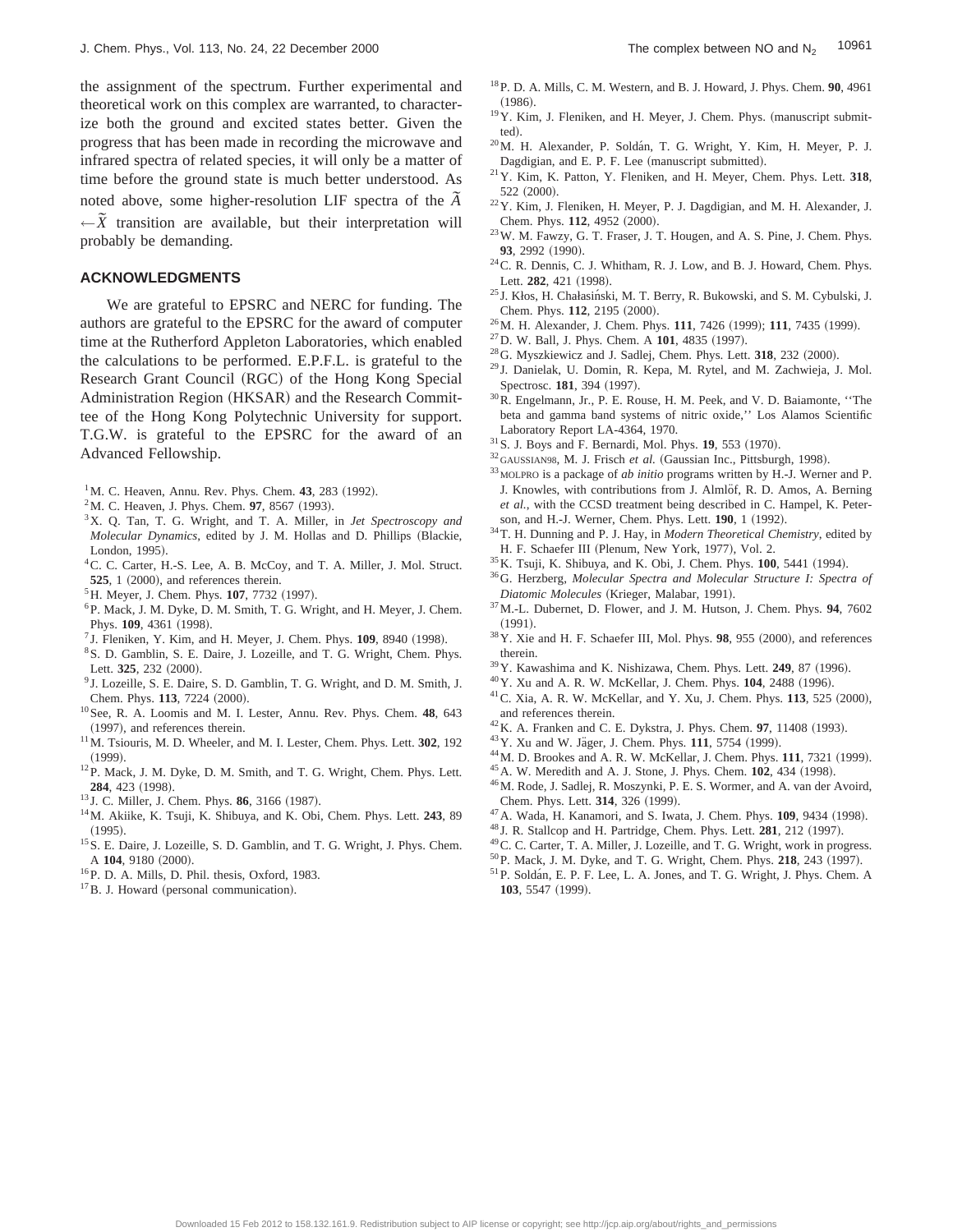the assignment of the spectrum. Further experimental and theoretical work on this complex are warranted, to characterize both the ground and excited states better. Given the progress that has been made in recording the microwave and infrared spectra of related species, it will only be a matter of time before the ground state is much better understood. As noted above, some higher-resolution LIF spectra of the $\tilde{A} \leftarrow \tilde{X}$ transition are available, but their interpretation will probably be demanding.

## ACKNOWLEDGMENTS

We are grateful to EPSRC and NERC for funding. The authors are grateful to the EPSRC for the award of computer time at the Rutherford Appleton Laboratories, which enabled the calculations to be performed. E.P.F.L. is grateful to the Research Grant Council (RGC) of the Hong Kong Special Administration Region (HKSAR) and the Research Committee of the Hong Kong Polytechnic University for support. T.G.W. is grateful to the EPSRC for the award of an Advanced Fellowship.

[1] M. C. Heaven, Annu. Rev. Phys. Chem. **43**, 283 (1992).
[2] M. C. Heaven, J. Phys. Chem. **97**, 8567 (1993).
[3] X. Q. Tan, T. G. Wright, and T. A. Miller, in *Jet Spectroscopy and Molecular Dynamics*, edited by J. M. Hollas and D. Phillips (Blackie, London, 1995).
[4] C. C. Carter, H.-S. Lee, A. B. McCoy, and T. A. Miller, J. Mol. Struct. **525**, 1 (2000), and references therein.
[5] H. Meyer, J. Chem. Phys. **107**, 7732 (1997).
[6] P. Mack, J. M. Dyke, D. M. Smith, T. G. Wright, and H. Meyer, J. Chem. Phys. **109**, 4361 (1998).
[7] J. Fleniken, Y. Kim, and H. Meyer, J. Chem. Phys. **109**, 8940 (1998).
[8] S. D. Gamblin, S. E. Daire, J. Lozeille, and T. G. Wright, Chem. Phys. Lett. **325**, 232 (2000).
[9] J. Lozeille, S. E. Daire, S. D. Gamblin, T. G. Wright, and D. M. Smith, J. Chem. Phys. **113**, 7224 (2000).
[10] See, R. A. Loomis and M. I. Lester, Annu. Rev. Phys. Chem. **48**, 643 (1997), and references therein.
[11] M. Tsiouris, M. D. Wheeler, and M. I. Lester, Chem. Phys. Lett. **302**, 192 (1999).
[12] P. Mack, J. M. Dyke, D. M. Smith, and T. G. Wright, Chem. Phys. Lett. **284**, 423 (1998).
[13] J. C. Miller, J. Chem. Phys. **86**, 3166 (1987).
[14] M. Akiike, K. Tsuji, K. Shibuya, and K. Obi, Chem. Phys. Lett. **243**, 89 (1995).
[15] S. E. Daire, J. Lozeille, S. D. Gamblin, and T. G. Wright, J. Phys. Chem. A **104**, 9180 (2000).
[16] P. D. A. Mills, D. Phil. thesis, Oxford, 1983.
[17] B. J. Howard (personal communication).
[18] P. D. A. Mills, C. M. Western, and B. J. Howard, J. Phys. Chem. **90**, 4961 (1986).
[19] Y. Kim, J. Fleniken, and H. Meyer, J. Chem. Phys. (manuscript submitted).
[20] M. H. Alexander, P. Soldán, T. G. Wright, Y. Kim, H. Meyer, P. J. Dagdigian, and E. P. F. Lee (manuscript submitted).
[21] Y. Kim, K. Patton, Y. Fleniken, and H. Meyer, Chem. Phys. Lett. **318**, 522 (2000).
[22] Y. Kim, J. Fleniken, H. Meyer, P. J. Dagdigian, and M. H. Alexander, J. Chem. Phys. **112**, 4952 (2000).
[23] W. M. Fawzy, G. T. Fraser, J. T. Hougen, and A. S. Pine, J. Chem. Phys. **93**, 2992 (1990).
[24] C. R. Dennis, C. J. Whitham, R. J. Low, and B. J. Howard, Chem. Phys. Lett. **282**, 421 (1998).
[25] J. Kłos, H. Chałasiński, M. T. Berry, R. Bukowski, and S. M. Cybulski, J. Chem. Phys. **112**, 2195 (2000).
[26] M. H. Alexander, J. Chem. Phys. **111**, 7426 (1999); **111**, 7435 (1999).
[27] D. W. Ball, J. Phys. Chem. A **101**, 4835 (1997).
[28] G. Myszkiewicz and J. Sadlej, Chem. Phys. Lett. **318**, 232 (2000).
[29] J. Danielak, U. Domin, R. Kepa, M. Rytel, and M. Zachwieja, J. Mol. Spectrosc. **181**, 394 (1997).
[30] R. Engelmann, Jr., P. E. Rouse, H. M. Peek, and V. D. Baiamonte, ''The beta and gamma band systems of nitric oxide,'' Los Alamos Scientific Laboratory Report LA-4364, 1970.
[31] S. J. Boys and F. Bernardi, Mol. Phys. **19**, 553 (1970).
[32] GAUSSIAN98, M. J. Frisch *et al.* (Gaussian Inc., Pittsburgh, 1998).
[33] MOLPRO is a package of *ab initio* programs written by H.-J. Werner and P. J. Knowles, with contributions from J. Almlöf, R. D. Amos, A. Berning *et al.*, with the CCSD treatment being described in C. Hampel, K. Peterson, and H.-J. Werner, Chem. Phys. Lett. **190**, 1 (1992).
[34] T. H. Dunning and P. J. Hay, in *Modern Theoretical Chemistry*, edited by H. F. Schaefer III (Plenum, New York, 1977), Vol. 2.
[35] K. Tsuji, K. Shibuya, and K. Obi, J. Chem. Phys. **100**, 5441 (1994).
[36] G. Herzberg, *Molecular Spectra and Molecular Structure I: Spectra of Diatomic Molecules* (Krieger, Malabar, 1991).
[37] M.-L. Dubernet, D. Flower, and J. M. Hutson, J. Chem. Phys. **94**, 7602 (1991).
[38] Y. Xie and H. F. Schaefer III, Mol. Phys. **98**, 955 (2000), and references therein.
[39] Y. Kawashima and K. Nishizawa, Chem. Phys. Lett. **249**, 87 (1996).
[40] Y. Xu and A. R. W. McKellar, J. Chem. Phys. **104**, 2488 (1996).
[41] C. Xia, A. R. W. McKellar, and Y. Xu, J. Chem. Phys. **113**, 525 (2000), and references therein.
[42] K. A. Franken and C. E. Dykstra, J. Phys. Chem. **97**, 11408 (1993).
[43] Y. Xu and W. Jäger, J. Chem. Phys. **111**, 5754 (1999).
[44] M. D. Brookes and A. R. W. McKellar, J. Chem. Phys. **111**, 7321 (1999).
[45] A. W. Meredith and A. J. Stone, J. Phys. Chem. **102**, 434 (1998).
[46] M. Rode, J. Sadlej, R. Moszynki, P. E. S. Wormer, and A. van der Avoird, Chem. Phys. Lett. **314**, 326 (1999).
[47] A. Wada, H. Kanamori, and S. Iwata, J. Chem. Phys. **109**, 9434 (1998).
[48] J. R. Stallcop and H. Partridge, Chem. Phys. Lett. **281**, 212 (1997).
[49] C. C. Carter, T. A. Miller, J. Lozeille, and T. G. Wright, work in progress.
[50] P. Mack, J. M. Dyke, and T. G. Wright, Chem. Phys. **218**, 243 (1997).
[51] P. Soldán, E. P. F. Lee, L. A. Jones, and T. G. Wright, J. Phys. Chem. A **103**, 5547 (1999).